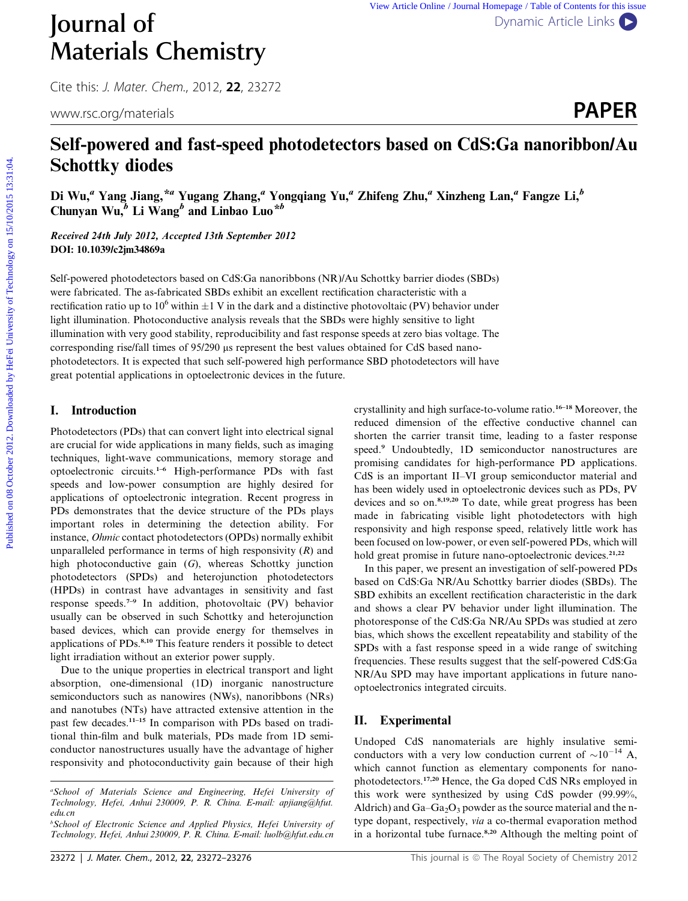# Self-powered and fast-speed photodetectors based on CdS:Ga nanoribbon/Au Schottky diodes

Di Wu,[a] Yang Jiang,*[a] Yugang Zhang,[a] Yongqiang Yu,[a] Zhifeng Zhu,[a] Xinzheng Lan,[a] Fangze Li,[b] Chunyan Wu,[b] Li Wang[b] and Linbao Luo*[b]

*Received 24th July 2012, Accepted 13th September 2012*

**DOI: 10.1039/c2jm34869a**

Self-powered photodetectors based on CdS:Ga nanoribbons (NR)/Au Schottky barrier diodes (SBDs) were fabricated. The as-fabricated SBDs exhibit an excellent rectification characteristic with a rectification ratio up to $10^6$ within ±1 V in the dark and a distinctive photovoltaic (PV) behavior under light illumination. Photoconductive analysis reveals that the SBDs were highly sensitive to light illumination with very good stability, reproducibility and fast response speeds at zero bias voltage. The corresponding rise/fall times of 95/290 μs represent the best values obtained for CdS based nano-photodetectors. It is expected that such self-powered high performance SBD photodetectors will have great potential applications in optoelectronic devices in the future.

## I. Introduction

Photodetectors (PDs) that can convert light into electrical signal are crucial for wide applications in many fields, such as imaging techniques, light-wave communications, memory storage and optoelectronic circuits.[1–6] High-performance PDs with fast speeds and low-power consumption are highly desired for applications of optoelectronic integration. Recent progress in PDs demonstrates that the device structure of the PDs plays important roles in determining the detection ability. For instance, *Ohmic* contact photodetectors (OPDs) normally exhibit unparalleled performance in terms of high responsivity (*R*) and high photoconductive gain (*G*), whereas Schottky junction photodetectors (SPDs) and heterojunction photodetectors (HPDs) in contrast have advantages in sensitivity and fast response speeds.[7–9] In addition, photovoltaic (PV) behavior usually can be observed in such Schottky and heterojunction based devices, which can provide energy for themselves in applications of PDs.[8,10] This feature renders it possible to detect light irradiation without an exterior power supply.

Due to the unique properties in electrical transport and light absorption, one-dimensional (1D) inorganic nanostructure semiconductors such as nanowires (NWs), nanoribbons (NRs) and nanotubes (NTs) have attracted extensive attention in the past few decades.[11–15] In comparison with PDs based on traditional thin-film and bulk materials, PDs made from 1D semiconductor nanostructures usually have the advantage of higher responsivity and photoconductivity gain because of their high crystallinity and high surface-to-volume ratio.[16–18] Moreover, the reduced dimension of the effective conductive channel can shorten the carrier transit time, leading to a faster response speed.[9] Undoubtedly, 1D semiconductor nanostructures are promising candidates for high-performance PD applications. CdS is an important II–VI group semiconductor material and has been widely used in optoelectronic devices such as PDs, PV devices and so on.[8,19,20] To date, while great progress has been made in fabricating visible light photodetectors with high responsivity and high response speed, relatively little work has been focused on low-power, or even self-powered PDs, which will hold great promise in future nano-optoelectronic devices.[21,22]

In this paper, we present an investigation of self-powered PDs based on CdS:Ga NR/Au Schottky barrier diodes (SBDs). The SBD exhibits an excellent rectification characteristic in the dark and shows a clear PV behavior under light illumination. The photoresponse of the CdS:Ga NR/Au SPDs was studied at zero bias, which shows the excellent repeatability and stability of the SPDs with a fast response speed in a wide range of switching frequencies. These results suggest that the self-powered CdS:Ga NR/Au SPD may have important applications in future nano-optoelectronics integrated circuits.

## II. Experimental

Undoped CdS nanomaterials are highly insulative semiconductors with a very low conduction current of $\sim 10^{-14}$ A, which cannot function as elementary components for nano-photodetectors.[17,20] Hence, the Ga doped CdS NRs employed in this work were synthesized by using CdS powder (99.99%, Aldrich) and Ga–$Ga_2O_3$ powder as the source material and the n-type dopant, respectively, *via* a co-thermal evaporation method in a horizontal tube furnace.[8,20] Although the melting point of

[a]School of Materials Science and Engineering, Hefei University of Technology, Hefei, Anhui 230009, P. R. China. E-mail: apjiang@hfut.edu.cn

[b]School of Electronic Science and Applied Physics, Hefei University of Technology, Hefei, Anhui 230009, P. R. China. E-mail: luolb@hfut.edu.cn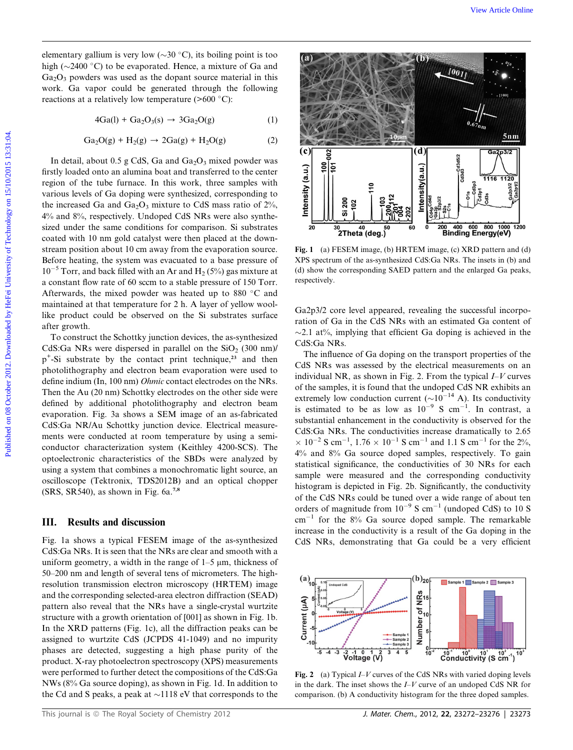elementary gallium is very low (~30 °C), its boiling point is too high (~2400 °C) to be evaporated. Hence, a mixture of Ga and $Ga_2O_3$ powders was used as the dopant source material in this work. Ga vapor could be generated through the following reactions at a relatively low temperature (>600 °C):

$$4Ga(l) + Ga_2O_3(s) \rightarrow 3Ga_2O(g) \quad (1)$$

$$Ga_2O(g) + H_2(g) \rightarrow 2Ga(g) + H_2O(g) \quad (2)$$

In detail, about 0.5 g CdS, Ga and $Ga_2O_3$ mixed powder was firstly loaded onto an alumina boat and transferred to the center region of the tube furnace. In this work, three samples with various levels of Ga doping were synthesized, corresponding to the increased Ga and $Ga_2O_3$ mixture to CdS mass ratio of 2%, 4% and 8%, respectively. Undoped CdS NRs were also synthesized under the same conditions for comparison. Si substrates coated with 10 nm gold catalyst were then placed at the downstream position about 10 cm away from the evaporation source. Before heating, the system was evacuated to a base pressure of $10^{-5}$ Torr, and back filled with an Ar and $H_2$ (5%) gas mixture at a constant flow rate of 60 sccm to a stable pressure of 150 Torr. Afterwards, the mixed powder was heated up to 880 °C and maintained at that temperature for 2 h. A layer of yellow wool-like product could be observed on the Si substrates surface after growth.

To construct the Schottky junction devices, the as-synthesized CdS:Ga NRs were dispersed in parallel on the $SiO_2$ (300 nm)/$p^+$-Si substrate by the contact print technique,[23] and then photolithography and electron beam evaporation were used to define indium (In, 100 nm) *Ohmic* contact electrodes on the NRs. Then the Au (20 nm) Schottky electrodes on the other side were defined by additional photolithography and electron beam evaporation. Fig. 3a shows a SEM image of an as-fabricated CdS:Ga NR/Au Schottky junction device. Electrical measurements were conducted at room temperature by using a semiconductor characterization system (Keithley 4200-SCS). The optoelectronic characteristics of the SBDs were analyzed by using a system that combines a monochromatic light source, an oscilloscope (Tektronix, TDS2012B) and an optical chopper (SRS, SR540), as shown in Fig. 6a.[7,8]

## III. Results and discussion

Fig. 1a shows a typical FESEM image of the as-synthesized CdS:Ga NRs. It is seen that the NRs are clear and smooth with a uniform geometry, a width in the range of 1–5 μm, thickness of 50–200 nm and length of several tens of micrometers. The high-resolution transmission electron microscopy (HRTEM) image and the corresponding selected-area electron diffraction (SEAD) pattern also reveal that the NRs have a single-crystal wurtzite structure with a growth orientation of [001] as shown in Fig. 1b. In the XRD patterns (Fig. 1c), all the diffraction peaks can be assigned to wurtzite CdS (JCPDS 41-1049) and no impurity phases are detected, suggesting a high phase purity of the product. X-ray photoelectron spectroscopy (XPS) measurements were performed to further detect the compositions of the CdS:Ga NWs (8% Ga source doping), as shown in Fig. 1d. In addition to the Cd and S peaks, a peak at ~1118 eV that corresponds to the Ga2p3/2 core level appeared, revealing the successful incorporation of Ga in the CdS NRs with an estimated Ga content of ~2.1 at%, implying that efficient Ga doping is achieved in the CdS:Ga NRs.

Fig. 1 (a) FESEM image, (b) HRTEM image, (c) XRD pattern and (d) XPS spectrum of the as-synthesized CdS:Ga NRs. The insets in (b) and (d) show the corresponding SAED pattern and the enlarged Ga peaks, respectively.

The influence of Ga doping on the transport properties of the CdS NRs was assessed by the electrical measurements on an individual NR, as shown in Fig. 2. From the typical *I–V* curves of the samples, it is found that the undoped CdS NR exhibits an extremely low conduction current (~$10^{-14}$ A). Its conductivity is estimated to be as low as $10^{-9}$ S $cm^{-1}$. In contrast, a substantial enhancement in the conductivity is observed for the CdS:Ga NRs. The conductivities increase dramatically to 2.65 × $10^{-2}$ S $cm^{-1}$, 1.76 × $10^{-1}$ S $cm^{-1}$ and 1.1 S $cm^{-1}$ for the 2%, 4% and 8% Ga source doped samples, respectively. To gain statistical significance, the conductivities of 30 NRs for each sample were measured and the corresponding conductivity histogram is depicted in Fig. 2b. Significantly, the conductivity of the CdS NRs could be tuned over a wide range of about ten orders of magnitude from $10^{-9}$ S $cm^{-1}$ (undoped CdS) to 10 S $cm^{-1}$ for the 8% Ga source doped sample. The remarkable increase in the conductivity is a result of the Ga doping in the CdS NRs, demonstrating that Ga could be a very efficient

Fig. 2 (a) Typical *I–V* curves of the CdS NRs with varied doping levels in the dark. The inset shows the *I–V* curve of an undoped CdS NR for comparison. (b) A conductivity histogram for the three doped samples.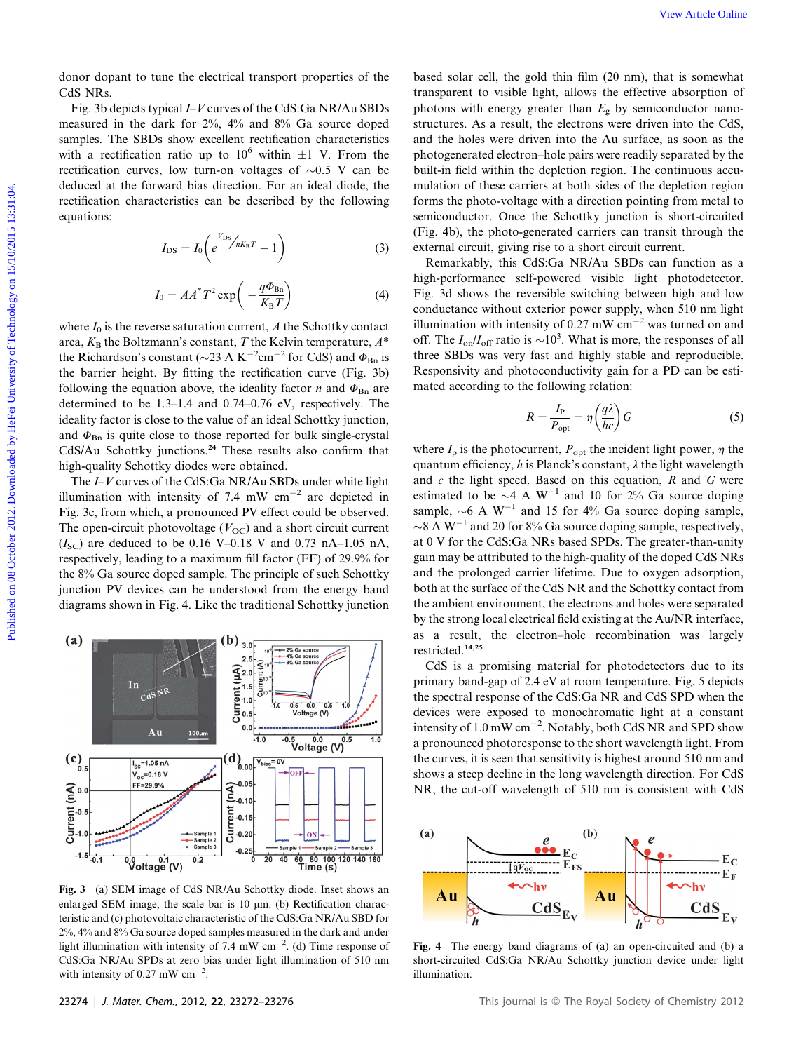donor dopant to tune the electrical transport properties of the CdS NRs.

Fig. 3b depicts typical *I*–*V* curves of the CdS:Ga NR/Au SBDs measured in the dark for 2%, 4% and 8% Ga source doped samples. The SBDs show excellent rectification characteristics with a rectification ratio up to $10^6$ within ±1 V. From the rectification curves, low turn-on voltages of ~0.5 V can be deduced at the forward bias direction. For an ideal diode, the rectification characteristics can be described by the following equations:

$$I_{DS} = I_0\left(e^{V_{DS}/nK_BT} - 1\right) \quad (3)$$

$$I_0 = AA^*T^2\exp\left(-\frac{q\Phi_{Bn}}{K_BT}\right) \quad (4)$$

where $I_0$ is the reverse saturation current, $A$ the Schottky contact area, $K_B$ the Boltzmann's constant, $T$ the Kelvin temperature, $A^*$ the Richardson's constant (~23 A $K^{-2}$cm$^{-2}$ for CdS) and $\Phi_{Bn}$ is the barrier height. By fitting the rectification curve (Fig. 3b) following the equation above, the ideality factor $n$ and $\Phi_{Bn}$ are determined to be 1.3–1.4 and 0.74–0.76 eV, respectively. The ideality factor is close to the value of an ideal Schottky junction, and $\Phi_{Bn}$ is quite close to those reported for bulk single-crystal CdS/Au Schottky junctions.[24] These results also confirm that high-quality Schottky diodes were obtained.

The *I*–*V* curves of the CdS:Ga NR/Au SBDs under white light illumination with intensity of 7.4 mW cm$^{-2}$ are depicted in Fig. 3c, from which, a pronounced PV effect could be observed. The open-circuit photovoltage ($V_{OC}$) and a short circuit current ($I_{SC}$) are deduced to be 0.16 V–0.18 V and 0.73 nA–1.05 nA, respectively, leading to a maximum fill factor (FF) of 29.9% for the 8% Ga source doped sample. The principle of such Schottky junction PV devices can be understood from the energy band diagrams shown in Fig. 4. Like the traditional Schottky junction

**Fig. 3** (a) SEM image of CdS NR/Au Schottky diode. Inset shows an enlarged SEM image, the scale bar is 10 μm. (b) Rectification characteristic and (c) photovoltaic characteristic of the CdS:Ga NR/Au SBD for 2%, 4% and 8% Ga source doped samples measured in the dark and under light illumination with intensity of 7.4 mW cm$^{-2}$. (d) Time response of CdS:Ga NR/Au SPDs at zero bias under light illumination of 510 nm with intensity of 0.27 mW cm$^{-2}$.

based solar cell, the gold thin film (20 nm), that is somewhat transparent to visible light, allows the effective absorption of photons with energy greater than $E_g$ by semiconductor nanostructures. As a result, the electrons were driven into the CdS, and the holes were driven into the Au surface, as soon as the photogenerated electron–hole pairs were readily separated by the built-in field within the depletion region. The continuous accumulation of these carriers at both sides of the depletion region forms the photo-voltage with a direction pointing from metal to semiconductor. Once the Schottky junction is short-circuited (Fig. 4b), the photo-generated carriers can transit through the external circuit, giving rise to a short circuit current.

Remarkably, this CdS:Ga NR/Au SBDs can function as a high-performance self-powered visible light photodetector. Fig. 3d shows the reversible switching between high and low conductance without exterior power supply, when 510 nm light illumination with intensity of 0.27 mW cm$^{-2}$ was turned on and off. The $I_{on}/I_{off}$ ratio is ~$10^3$. What is more, the responses of all three SBDs was very fast and highly stable and reproducible. Responsivity and photoconductivity gain for a PD can be estimated according to the following relation:

$$R = \frac{I_P}{P_{opt}} = \eta\left(\frac{q\lambda}{hc}\right)G \quad (5)$$

where $I_p$ is the photocurrent, $P_{opt}$ the incident light power, $\eta$ the quantum efficiency, $h$ is Planck's constant, $\lambda$ the light wavelength and $c$ the light speed. Based on this equation, $R$ and $G$ were estimated to be ~4 A W$^{-1}$ and 10 for 2% Ga source doping sample, ~6 A W$^{-1}$ and 15 for 4% Ga source doping sample, ~8 A W$^{-1}$ and 20 for 8% Ga source doping sample, respectively, at 0 V for the CdS:Ga NRs based SPDs. The greater-than-unity gain may be attributed to the high-quality of the doped CdS NRs and the prolonged carrier lifetime. Due to oxygen adsorption, both at the surface of the CdS NR and the Schottky contact from the ambient environment, the electrons and holes were separated by the strong local electrical field existing at the Au/NR interface, as a result, the electron–hole recombination was largely restricted.[14,25]

CdS is a promising material for photodetectors due to its primary band-gap of 2.4 eV at room temperature. Fig. 5 depicts the spectral response of the CdS:Ga NR and CdS SPD when the devices were exposed to monochromatic light at a constant intensity of 1.0 mW cm$^{-2}$. Notably, both CdS NR and SPD show a pronounced photoresponse to the short wavelength light. From the curves, it is seen that sensitivity is highest around 510 nm and shows a steep decline in the long wavelength direction. For CdS NR, the cut-off wavelength of 510 nm is consistent with CdS

**Fig. 4** The energy band diagrams of (a) an open-circuited and (b) a short-circuited CdS:Ga NR/Au Schottky junction device under light illumination.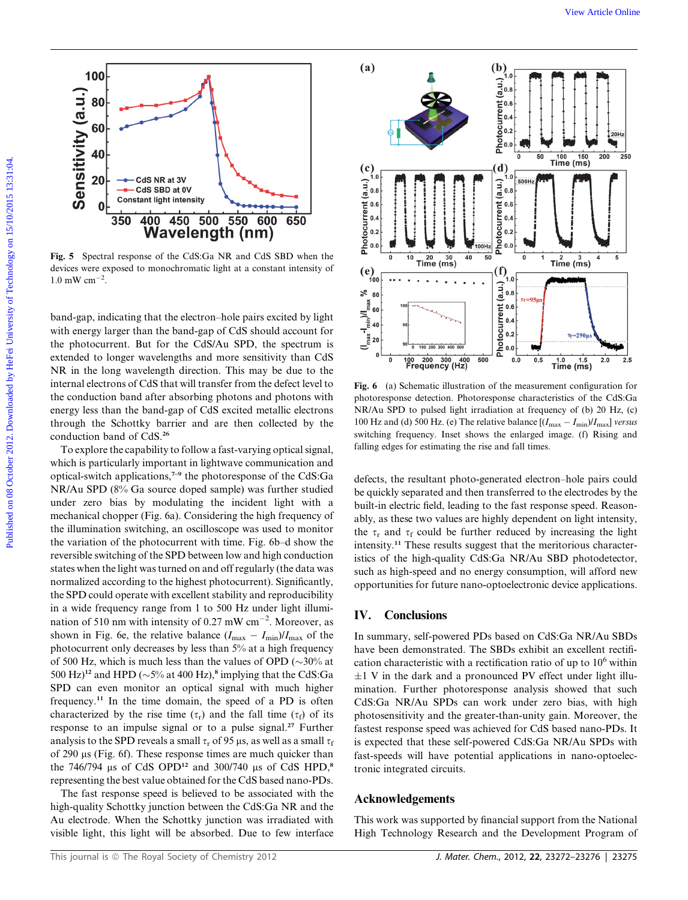**Fig. 5** Spectral response of the CdS:Ga NR and CdS SBD when the devices were exposed to monochromatic light at a constant intensity of 1.0 mW $cm^{-2}$.

band-gap, indicating that the electron–hole pairs excited by light with energy larger than the band-gap of CdS should account for the photocurrent. But for the CdS/Au SPD, the spectrum is extended to longer wavelengths and more sensitivity than CdS NR in the long wavelength direction. This may be due to the internal electrons of CdS that will transfer from the defect level to the conduction band after absorbing photons and photons with energy less than the band-gap of CdS excited metallic electrons through the Schottky barrier and are then collected by the conduction band of CdS.[26]

To explore the capability to follow a fast-varying optical signal, which is particularly important in lightwave communication and optical-switch applications,[7–9] the photoresponse of the CdS:Ga NR/Au SPD (8% Ga source doped sample) was further studied under zero bias by modulating the incident light with a mechanical chopper (Fig. 6a). Considering the high frequency of the illumination switching, an oscilloscope was used to monitor the variation of the photocurrent with time. Fig. 6b–d show the reversible switching of the SPD between low and high conduction states when the light was turned on and off regularly (the data was normalized according to the highest photocurrent). Significantly, the SPD could operate with excellent stability and reproducibility in a wide frequency range from 1 to 500 Hz under light illumination of 510 nm with intensity of 0.27 mW $cm^{-2}$. Moreover, as shown in Fig. 6e, the relative balance ($I_{max}$ − $I_{min}$)/$I_{max}$ of the photocurrent only decreases by less than 5% at a high frequency of 500 Hz, which is much less than the values of OPD (~30% at 500 Hz)[12] and HPD (~5% at 400 Hz),[8] implying that the CdS:Ga SPD can even monitor an optical signal with much higher frequency.[11] In the time domain, the speed of a PD is often characterized by the rise time ($\tau_r$) and the fall time ($\tau_f$) of its response to an impulse signal or to a pulse signal.[27] Further analysis to the SPD reveals a small $\tau_r$ of 95 µs, as well as a small $\tau_f$ of 290 µs (Fig. 6f). These response times are much quicker than the 746/794 µs of CdS OPD[12] and 300/740 µs of CdS HPD,[8] representing the best value obtained for the CdS based nano-PDs.

The fast response speed is believed to be associated with the high-quality Schottky junction between the CdS:Ga NR and the Au electrode. When the Schottky junction was irradiated with visible light, this light will be absorbed. Due to few interface

**Fig. 6** (a) Schematic illustration of the measurement configuration for photoresponse detection. Photoresponse characteristics of the CdS:Ga NR/Au SPD to pulsed light irradiation at frequency of (b) 20 Hz, (c) 100 Hz and (d) 500 Hz. (e) The relative balance [($I_{max}$ − $I_{min}$)/$I_{max}$] *versus* switching frequency. Inset shows the enlarged image. (f) Rising and falling edges for estimating the rise and fall times.

defects, the resultant photo-generated electron–hole pairs could be quickly separated and then transferred to the electrodes by the built-in electric field, leading to the fast response speed. Reasonably, as these two values are highly dependent on light intensity, the $\tau_r$ and $\tau_f$ could be further reduced by increasing the light intensity.[11] These results suggest that the meritorious characteristics of the high-quality CdS:Ga NR/Au SBD photodetector, such as high-speed and no energy consumption, will afford new opportunities for future nano-optoelectronic device applications.

## IV. Conclusions

In summary, self-powered PDs based on CdS:Ga NR/Au SBDs have been demonstrated. The SBDs exhibit an excellent rectification characteristic with a rectification ratio of up to $10^6$ within ±1 V in the dark and a pronounced PV effect under light illumination. Further photoresponse analysis showed that such CdS:Ga NR/Au SPDs can work under zero bias, with high photosensitivity and the greater-than-unity gain. Moreover, the fastest response speed was achieved for CdS based nano-PDs. It is expected that these self-powered CdS:Ga NR/Au SPDs with fast-speeds will have potential applications in nano-optoelectronic integrated circuits.

## Acknowledgements

This work was supported by financial support from the National High Technology Research and the Development Program of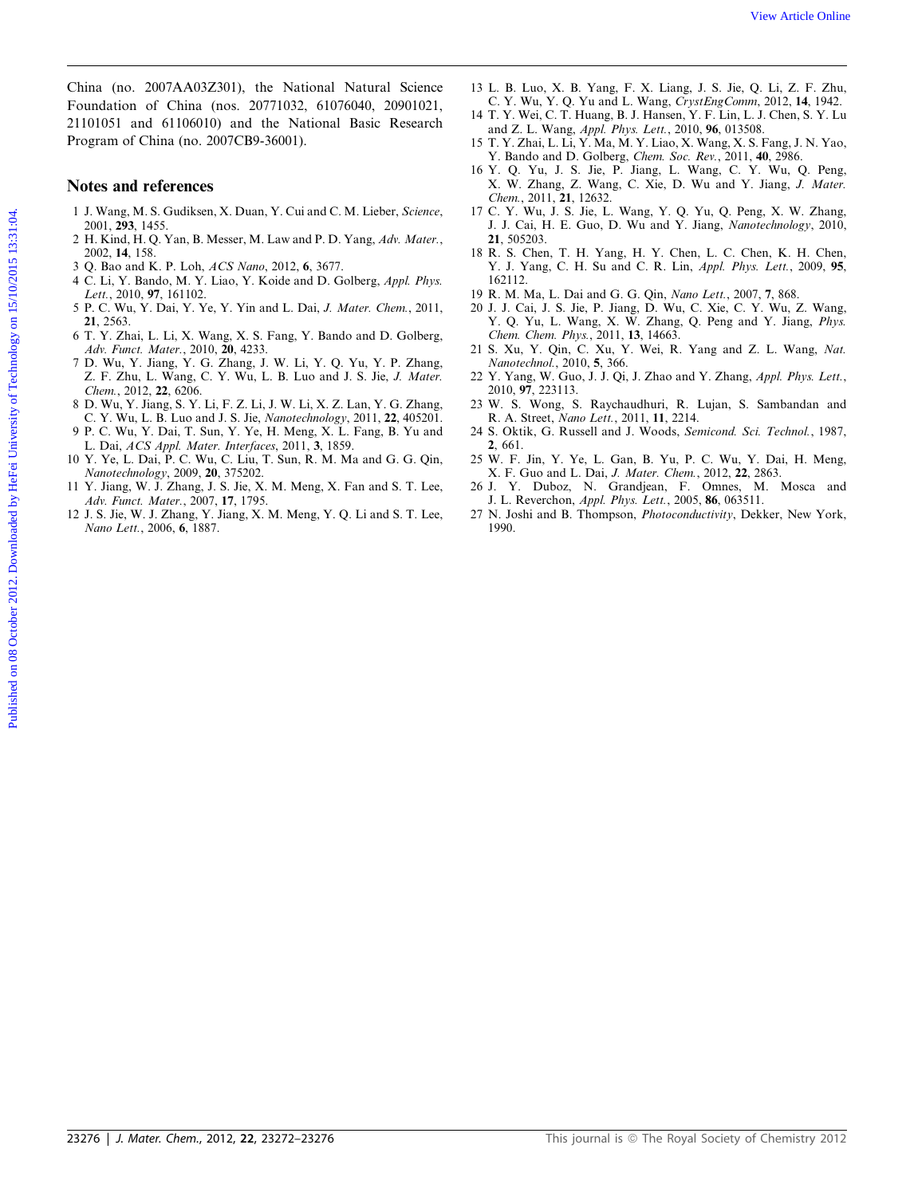China (no. 2007AA03Z301), the National Natural Science Foundation of China (nos. 20771032, 61076040, 20901021, 21101051 and 61106010) and the National Basic Research Program of China (no. 2007CB9-36001).

## Notes and references

1 J. Wang, M. S. Gudiksen, X. Duan, Y. Cui and C. M. Lieber, *Science*, 2001, **293**, 1455.
2 H. Kind, H. Q. Yan, B. Messer, M. Law and P. D. Yang, *Adv. Mater.*, 2002, **14**, 158.
3 Q. Bao and K. P. Loh, *ACS Nano*, 2012, **6**, 3677.
4 C. Li, Y. Bando, M. Y. Liao, Y. Koide and D. Golberg, *Appl. Phys. Lett.*, 2010, **97**, 161102.
5 P. C. Wu, Y. Dai, Y. Ye, Y. Yin and L. Dai, *J. Mater. Chem.*, 2011, **21**, 2563.
6 T. Y. Zhai, L. Li, X. Wang, X. S. Fang, Y. Bando and D. Golberg, *Adv. Funct. Mater.*, 2010, **20**, 4233.
7 D. Wu, Y. Jiang, Y. G. Zhang, J. W. Li, Y. Q. Yu, Y. P. Zhang, Z. F. Zhu, L. Wang, C. Y. Wu, L. B. Luo and J. S. Jie, *J. Mater. Chem.*, 2012, **22**, 6206.
8 D. Wu, Y. Jiang, S. Y. Li, F. Z. Li, J. W. Li, X. Z. Lan, Y. G. Zhang, C. Y. Wu, L. B. Luo and J. S. Jie, *Nanotechnology*, 2011, **22**, 405201.
9 P. C. Wu, Y. Dai, T. Sun, Y. Ye, H. Meng, X. L. Fang, B. Yu and L. Dai, *ACS Appl. Mater. Interfaces*, 2011, **3**, 1859.
10 Y. Ye, L. Dai, P. C. Wu, C. Liu, T. Sun, R. M. Ma and G. G. Qin, *Nanotechnology*, 2009, **20**, 375202.
11 Y. Jiang, W. J. Zhang, J. S. Jie, X. M. Meng, X. Fan and S. T. Lee, *Adv. Funct. Mater.*, 2007, **17**, 1795.
12 J. S. Jie, W. J. Zhang, Y. Jiang, X. M. Meng, Y. Q. Li and S. T. Lee, *Nano Lett.*, 2006, **6**, 1887.
13 L. B. Luo, X. B. Yang, F. X. Liang, J. S. Jie, Q. Li, Z. F. Zhu, C. Y. Wu, Y. Q. Yu and L. Wang, *CrystEngComm*, 2012, **14**, 1942.
14 T. Y. Wei, C. T. Huang, B. J. Hansen, Y. F. Lin, L. J. Chen, S. Y. Lu and Z. L. Wang, *Appl. Phys. Lett.*, 2010, **96**, 013508.
15 T. Y. Zhai, L. Li, Y. Ma, M. Y. Liao, X. Wang, X. S. Fang, J. N. Yao, Y. Bando and D. Golberg, *Chem. Soc. Rev.*, 2011, **40**, 2986.
16 Y. Q. Yu, J. S. Jie, P. Jiang, L. Wang, C. Y. Wu, Q. Peng, X. W. Zhang, Z. Wang, C. Xie, D. Wu and Y. Jiang, *J. Mater. Chem.*, 2011, **21**, 12632.
17 C. Y. Wu, J. S. Jie, L. Wang, Y. Q. Yu, Q. Peng, X. W. Zhang, J. J. Cai, H. E. Guo, D. Wu and Y. Jiang, *Nanotechnology*, 2010, **21**, 505203.
18 R. S. Chen, T. H. Yang, H. Y. Chen, L. C. Chen, K. H. Chen, Y. J. Yang, C. H. Su and C. R. Lin, *Appl. Phys. Lett.*, 2009, **95**, 162112.
19 R. M. Ma, L. Dai and G. G. Qin, *Nano Lett.*, 2007, **7**, 868.
20 J. J. Cai, J. S. Jie, P. Jiang, D. Wu, C. Xie, C. Y. Wu, Z. Wang, Y. Q. Yu, L. Wang, X. W. Zhang, Q. Peng and Y. Jiang, *Phys. Chem. Chem. Phys.*, 2011, **13**, 14663.
21 S. Xu, Y. Qin, C. Xu, Y. Wei, R. Yang and Z. L. Wang, *Nat. Nanotechnol.*, 2010, **5**, 366.
22 Y. Yang, W. Guo, J. J. Qi, J. Zhao and Y. Zhang, *Appl. Phys. Lett.*, 2010, **97**, 223113.
23 W. S. Wong, S. Raychaudhuri, R. Lujan, S. Sambandan and R. A. Street, *Nano Lett.*, 2011, **11**, 2214.
24 S. Oktik, G. Russell and J. Woods, *Semicond. Sci. Technol.*, 1987, **2**, 661.
25 W. F. Jin, Y. Ye, L. Gan, B. Yu, P. C. Wu, Y. Dai, H. Meng, X. F. Guo and L. Dai, *J. Mater. Chem.*, 2012, **22**, 2863.
26 J. Y. Duboz, N. Grandjean, F. Omnes, M. Mosca and J. L. Reverchon, *Appl. Phys. Lett.*, 2005, **86**, 063511.
27 N. Joshi and B. Thompson, *Photoconductivity*, Dekker, New York, 1990.